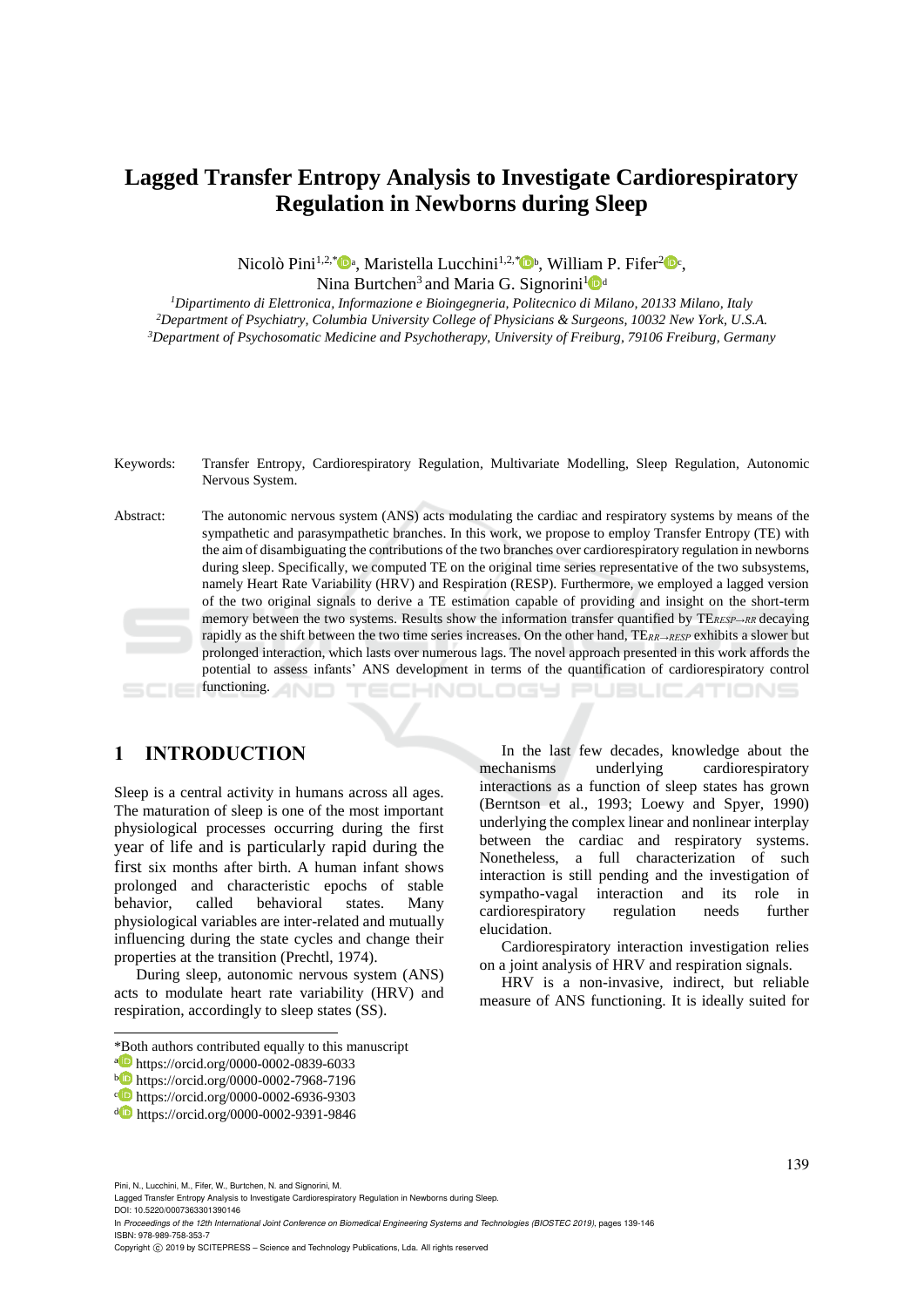# Lagged Transfer Entropy Analysis to Investigate Cardiorespiratory Regulation in Newborns during Sleep

Nicolò Pini[1,2,*,a], Maristella Lucchini[1,2,*,b], William P. Fifer[2,c], Nina Burtchen[3] and Maria G. Signorini[1,d]

[1]*Dipartimento di Elettronica, Informazione e Bioingegneria, Politecnico di Milano, 20133 Milano, Italy*
[2]*Department of Psychiatry, Columbia University College of Physicians & Surgeons, 10032 New York, U.S.A.*
[3]*Department of Psychosomatic Medicine and Psychotherapy, University of Freiburg, 79106 Freiburg, Germany*

Keywords: Transfer Entropy, Cardiorespiratory Regulation, Multivariate Modelling, Sleep Regulation, Autonomic Nervous System.

Abstract: The autonomic nervous system (ANS) acts modulating the cardiac and respiratory systems by means of the sympathetic and parasympathetic branches. In this work, we propose to employ Transfer Entropy (TE) with the aim of disambiguating the contributions of the two branches over cardiorespiratory regulation in newborns during sleep. Specifically, we computed TE on the original time series representative of the two subsystems, namely Heart Rate Variability (HRV) and Respiration (RESP). Furthermore, we employed a lagged version of the two original signals to derive a TE estimation capable of providing and insight on the short-term memory between the two systems. Results show the information transfer quantified by $TE_{RESP \rightarrow RR}$ decaying rapidly as the shift between the two time series increases. On the other hand, $TE_{RR \rightarrow RESP}$ exhibits a slower but prolonged interaction, which lasts over numerous lags. The novel approach presented in this work affords the potential to assess infants' ANS development in terms of the quantification of cardiorespiratory control functioning.

## 1 INTRODUCTION

Sleep is a central activity in humans across all ages. The maturation of sleep is one of the most important physiological processes occurring during the first year of life and is particularly rapid during the first six months after birth. A human infant shows prolonged and characteristic epochs of stable behavior, called behavioral states. Many physiological variables are inter-related and mutually influencing during the state cycles and change their properties at the transition (Prechtl, 1974).

During sleep, autonomic nervous system (ANS) acts to modulate heart rate variability (HRV) and respiration, accordingly to sleep states (SS).

In the last few decades, knowledge about the mechanisms underlying cardiorespiratory interactions as a function of sleep states has grown (Berntson et al., 1993; Loewy and Spyer, 1990) underlying the complex linear and nonlinear interplay between the cardiac and respiratory systems. Nonetheless, a full characterization of such interaction is still pending and the investigation of sympatho-vagal interaction and its role in cardiorespiratory regulation needs further elucidation.

Cardiorespiratory interaction investigation relies on a joint analysis of HRV and respiration signals.

HRV is a non-invasive, indirect, but reliable measure of ANS functioning. It is ideally suited for

---

*Both authors contributed equally to this manuscript
[a] https://orcid.org/0000-0002-0839-6033
[b] https://orcid.org/0000-0002-7968-7196
[c] https://orcid.org/0000-0002-6936-9303
[d] https://orcid.org/0000-0002-9391-9846

Pini, N., Lucchini, M., Fifer, W., Burtchen, N. and Signorini, M.
Lagged Transfer Entropy Analysis to Investigate Cardiorespiratory Regulation in Newborns during Sleep.
DOI: 10.5220/0007363301390146
In *Proceedings of the 12th International Joint Conference on Biomedical Engineering Systems and Technologies (BIOSTEC 2019)*, pages 139-146
ISBN: 978-989-758-353-7
Copyright © 2019 by SCITEPRESS – Science and Technology Publications, Lda. All rights reserved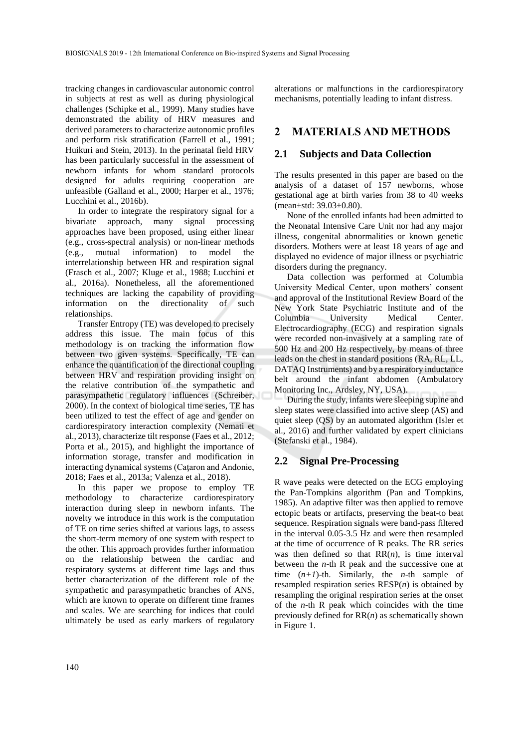tracking changes in cardiovascular autonomic control in subjects at rest as well as during physiological challenges (Schipke et al., 1999). Many studies have demonstrated the ability of HRV measures and derived parameters to characterize autonomic profiles and perform risk stratification (Farrell et al., 1991; Huikuri and Stein, 2013). In the perinatal field HRV has been particularly successful in the assessment of newborn infants for whom standard protocols designed for adults requiring cooperation are unfeasible (Galland et al., 2000; Harper et al., 1976; Lucchini et al., 2016b).

In order to integrate the respiratory signal for a bivariate approach, many signal processing approaches have been proposed, using either linear (e.g., cross-spectral analysis) or non-linear methods (e.g., mutual information) to model the interrelationship between HR and respiration signal (Frasch et al., 2007; Kluge et al., 1988; Lucchini et al., 2016a). Nonetheless, all the aforementioned techniques are lacking the capability of providing information on the directionality of such relationships.

Transfer Entropy (TE) was developed to precisely address this issue. The main focus of this methodology is on tracking the information flow between two given systems. Specifically, TE can enhance the quantification of the directional coupling between HRV and respiration providing insight on the relative contribution of the sympathetic and parasympathetic regulatory influences (Schreiber, 2000). In the context of biological time series, TE has been utilized to test the effect of age and gender on cardiorespiratory interaction complexity (Nemati et al., 2013), characterize tilt response (Faes et al., 2012; Porta et al., 2015), and highlight the importance of information storage, transfer and modification in interacting dynamical systems (Caţaron and Andonie, 2018; Faes et al., 2013a; Valenza et al., 2018).

In this paper we propose to employ TE methodology to characterize cardiorespiratory interaction during sleep in newborn infants. The novelty we introduce in this work is the computation of TE on time series shifted at various lags, to assess the short-term memory of one system with respect to the other. This approach provides further information on the relationship between the cardiac and respiratory systems at different time lags and thus better characterization of the different role of the sympathetic and parasympathetic branches of ANS, which are known to operate on different time frames and scales. We are searching for indices that could ultimately be used as early markers of regulatory alterations or malfunctions in the cardiorespiratory mechanisms, potentially leading to infant distress.

## 2 MATERIALS AND METHODS

### 2.1 Subjects and Data Collection

The results presented in this paper are based on the analysis of a dataset of 157 newborns, whose gestational age at birth varies from 38 to 40 weeks (mean±std: 39.03±0.80).

None of the enrolled infants had been admitted to the Neonatal Intensive Care Unit nor had any major illness, congenital abnormalities or known genetic disorders. Mothers were at least 18 years of age and displayed no evidence of major illness or psychiatric disorders during the pregnancy.

Data collection was performed at Columbia University Medical Center, upon mothers' consent and approval of the Institutional Review Board of the New York State Psychiatric Institute and of the Columbia University Medical Center. Electrocardiography (ECG) and respiration signals were recorded non-invasively at a sampling rate of 500 Hz and 200 Hz respectively, by means of three leads on the chest in standard positions (RA, RL, LL, DATAQ Instruments) and by a respiratory inductance belt around the infant abdomen (Ambulatory Monitoring Inc., Ardsley, NY, USA).

During the study, infants were sleeping supine and sleep states were classified into active sleep (AS) and quiet sleep (QS) by an automated algorithm (Isler et al., 2016) and further validated by expert clinicians (Stefanski et al., 1984).

### 2.2 Signal Pre-Processing

R wave peaks were detected on the ECG employing the Pan-Tompkins algorithm (Pan and Tompkins, 1985). An adaptive filter was then applied to remove ectopic beats or artifacts, preserving the beat-to beat sequence. Respiration signals were band-pass filtered in the interval 0.05-3.5 Hz and were then resampled at the time of occurrence of R peaks. The RR series was then defined so that RR($n$), is time interval between the $n$-th R peak and the successive one at time ($n+1$)-th. Similarly, the $n$-th sample of resampled respiration series RESP($n$) is obtained by resampling the original respiration series at the onset of the $n$-th R peak which coincides with the time previously defined for RR($n$) as schematically shown in Figure 1.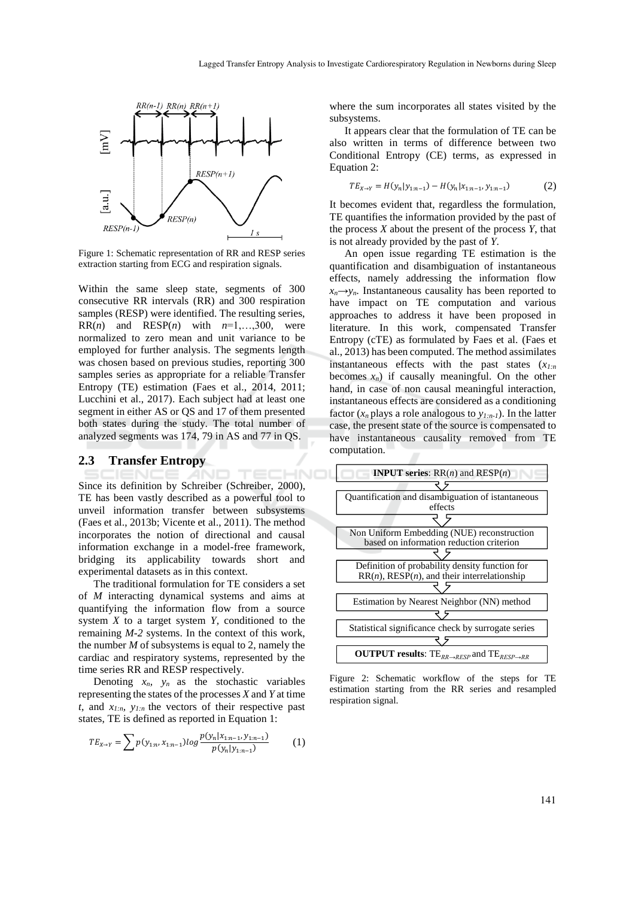Figure 1: Schematic representation of RR and RESP series extraction starting from ECG and respiration signals.

Within the same sleep state, segments of 300 consecutive RR intervals (RR) and 300 respiration samples (RESP) were identified. The resulting series, RR($n$) and RESP($n$) with $n$=1,…,300, were normalized to zero mean and unit variance to be employed for further analysis. The segments length was chosen based on previous studies, reporting 300 samples series as appropriate for a reliable Transfer Entropy (TE) estimation (Faes et al., 2014, 2011; Lucchini et al., 2017). Each subject had at least one segment in either AS or QS and 17 of them presented both states during the study. The total number of analyzed segments was 174, 79 in AS and 77 in QS.

## 2.3 Transfer Entropy

Since its definition by Schreiber (Schreiber, 2000), TE has been vastly described as a powerful tool to unveil information transfer between subsystems (Faes et al., 2013b; Vicente et al., 2011). The method incorporates the notion of directional and causal information exchange in a model-free framework, bridging its applicability towards short and experimental datasets as in this context.

The traditional formulation for TE considers a set of $M$ interacting dynamical systems and aims at quantifying the information flow from a source system $X$ to a target system $Y$, conditioned to the remaining $M$-2 systems. In the context of this work, the number $M$ of subsystems is equal to 2, namely the cardiac and respiratory systems, represented by the time series RR and RESP respectively.

Denoting $x_n$, $y_n$ as the stochastic variables representing the states of the processes $X$ and $Y$ at time $t$, and $x_{1:n}$, $y_{1:n}$ the vectors of their respective past states, TE is defined as reported in Equation 1:

$$TE_{X\to Y} = \sum p(y_{1:n}, x_{1:n-1}) log \frac{p(y_n|x_{1:n-1}, y_{1:n-1})}{p(y_n|y_{1:n-1})} \qquad (1)$$

where the sum incorporates all states visited by the subsystems.

It appears clear that the formulation of TE can be also written in terms of difference between two Conditional Entropy (CE) terms, as expressed in Equation 2:

$$TE_{X\to Y} = H(y_n|y_{1:n-1}) - H(y_n|x_{1:n-1}, y_{1:n-1}) \qquad (2)$$

It becomes evident that, regardless the formulation, TE quantifies the information provided by the past of the process $X$ about the present of the process $Y$, that is not already provided by the past of $Y$.

An open issue regarding TE estimation is the quantification and disambiguation of instantaneous effects, namely addressing the information flow $x_n \to y_n$. Instantaneous causality has been reported to have impact on TE computation and various approaches to address it have been proposed in literature. In this work, compensated Transfer Entropy (cTE) as formulated by Faes et al. (Faes et al., 2013) has been computed. The method assimilates instantaneous effects with the past states ($x_{1:n}$ becomes $x_n$) if causally meaningful. On the other hand, in case of non causal meaningful interaction, instantaneous effects are considered as a conditioning factor ($x_n$ plays a role analogous to $y_{1:n-1}$). In the latter case, the present state of the source is compensated to have instantaneous causality removed from TE computation.

**INPUT series**: RR($n$) and RESP($n$)

Quantification and disambiguation of istantaneous effects

Non Uniform Embedding (NUE) reconstruction based on information reduction criterion

Definition of probability density function for RR($n$), RESP($n$), and their interrelationship

Estimation by Nearest Neighbor (NN) method

Statistical significance check by surrogate series

**OUTPUT results**: $TE_{RR\to RESP}$ and $TE_{RESP\to RR}$

Figure 2: Schematic workflow of the steps for TE estimation starting from the RR series and resampled respiration signal.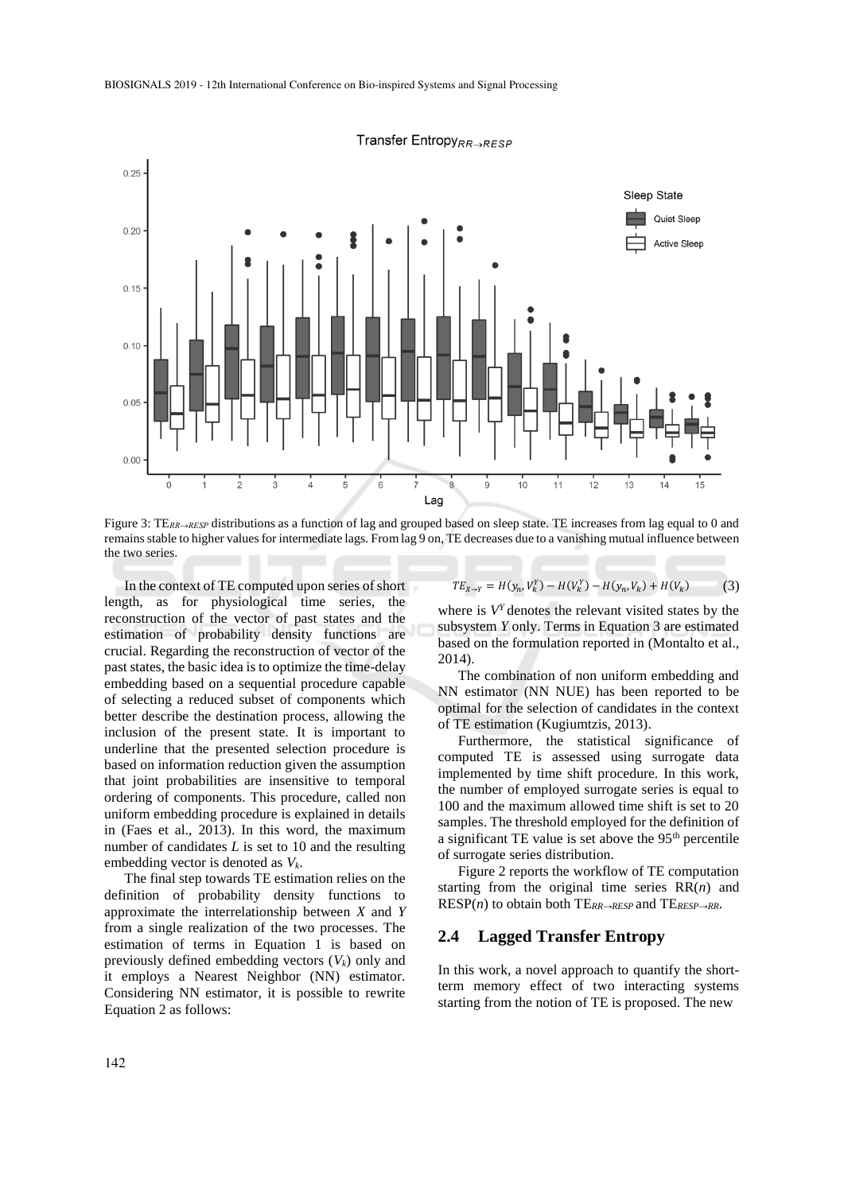Figure 3: $TE_{RR \to RESP}$ distributions as a function of lag and grouped based on sleep state. TE increases from lag equal to 0 and remains stable to higher values for intermediate lags. From lag 9 on, TE decreases due to a vanishing mutual influence between the two series.

In the context of TE computed upon series of short length, as for physiological time series, the reconstruction of the vector of past states and the estimation of probability density functions are crucial. Regarding the reconstruction of vector of the past states, the basic idea is to optimize the time-delay embedding based on a sequential procedure capable of selecting a reduced subset of components which better describe the destination process, allowing the inclusion of the present state. It is important to underline that the presented selection procedure is based on information reduction given the assumption that joint probabilities are insensitive to temporal ordering of components. This procedure, called non uniform embedding procedure is explained in details in (Faes et al., 2013). In this word, the maximum number of candidates $L$ is set to 10 and the resulting embedding vector is denoted as $V_k$.

The final step towards TE estimation relies on the definition of probability density functions to approximate the interrelationship between $X$ and $Y$ from a single realization of the two processes. The estimation of terms in Equation 1 is based on previously defined embedding vectors ($V_k$) only and it employs a Nearest Neighbor (NN) estimator. Considering NN estimator, it is possible to rewrite Equation 2 as follows:

$$TE_{X \to Y} = H(y_n, V_k^Y) - H(V_k^Y) - H(y_n, V_k) + H(V_k) \qquad (3)$$

where is $V^Y$ denotes the relevant visited states by the subsystem $Y$ only. Terms in Equation 3 are estimated based on the formulation reported in (Montalto et al., 2014).

The combination of non uniform embedding and NN estimator (NN NUE) has been reported to be optimal for the selection of candidates in the context of TE estimation (Kugiumtzis, 2013).

Furthermore, the statistical significance of computed TE is assessed using surrogate data implemented by time shift procedure. In this work, the number of employed surrogate series is equal to 100 and the maximum allowed time shift is set to 20 samples. The threshold employed for the definition of a significant TE value is set above the 95th percentile of surrogate series distribution.

Figure 2 reports the workflow of TE computation starting from the original time series RR($n$) and RESP($n$) to obtain both $TE_{RR \to RESP}$ and $TE_{RESP \to RR}$.

## 2.4 Lagged Transfer Entropy

In this work, a novel approach to quantify the short-term memory effect of two interacting systems starting from the notion of TE is proposed. The new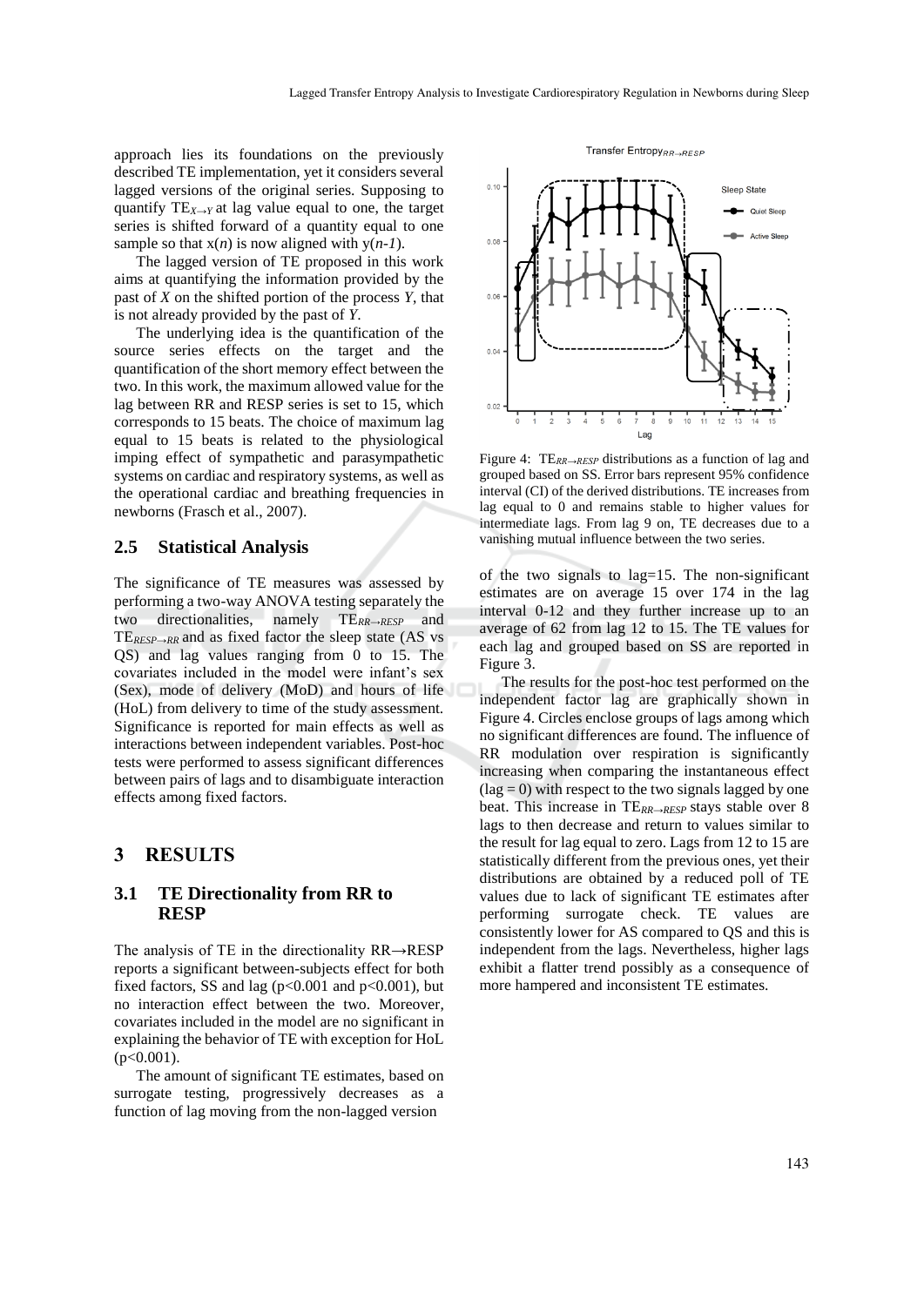approach lies its foundations on the previously described TE implementation, yet it considers several lagged versions of the original series. Supposing to quantify $TE_{X \rightarrow Y}$ at lag value equal to one, the target series is shifted forward of a quantity equal to one sample so that $x(n)$ is now aligned with $y(n-1)$.

The lagged version of TE proposed in this work aims at quantifying the information provided by the past of $X$ on the shifted portion of the process $Y$, that is not already provided by the past of $Y$.

The underlying idea is the quantification of the source series effects on the target and the quantification of the short memory effect between the two. In this work, the maximum allowed value for the lag between RR and RESP series is set to 15, which corresponds to 15 beats. The choice of maximum lag equal to 15 beats is related to the physiological imping effect of sympathetic and parasympathetic systems on cardiac and respiratory systems, as well as the operational cardiac and breathing frequencies in newborns (Frasch et al., 2007).

## 2.5 Statistical Analysis

The significance of TE measures was assessed by performing a two-way ANOVA testing separately the two directionalities, namely $TE_{RR \rightarrow RESP}$ and $TE_{RESP \rightarrow RR}$ and as fixed factor the sleep state (AS vs QS) and lag values ranging from 0 to 15. The covariates included in the model were infant's sex (Sex), mode of delivery (MoD) and hours of life (HoL) from delivery to time of the study assessment. Significance is reported for main effects as well as interactions between independent variables. Post-hoc tests were performed to assess significant differences between pairs of lags and to disambiguate interaction effects among fixed factors.

# 3 RESULTS

## 3.1 TE Directionality from RR to RESP

The analysis of TE in the directionality RR→RESP reports a significant between-subjects effect for both fixed factors, SS and lag ($p<0.001$ and $p<0.001$), but no interaction effect between the two. Moreover, covariates included in the model are no significant in explaining the behavior of TE with exception for HoL ($p<0.001$).

The amount of significant TE estimates, based on surrogate testing, progressively decreases as a function of lag moving from the non-lagged version of the two signals to lag=15. The non-significant estimates are on average 15 over 174 in the lag interval 0-12 and they further increase up to an average of 62 from lag 12 to 15. The TE values for each lag and grouped based on SS are reported in Figure 3.

Figure 4: $TE_{RR \rightarrow RESP}$ distributions as a function of lag and grouped based on SS. Error bars represent 95% confidence interval (CI) of the derived distributions. TE increases from lag equal to 0 and remains stable to higher values for intermediate lags. From lag 9 on, TE decreases due to a vanishing mutual influence between the two series.

The results for the post-hoc test performed on the independent factor lag are graphically shown in Figure 4. Circles enclose groups of lags among which no significant differences are found. The influence of RR modulation over respiration is significantly increasing when comparing the instantaneous effect (lag = 0) with respect to the two signals lagged by one beat. This increase in $TE_{RR \rightarrow RESP}$ stays stable over 8 lags to then decrease and return to values similar to the result for lag equal to zero. Lags from 12 to 15 are statistically different from the previous ones, yet their distributions are obtained by a reduced poll of TE values due to lack of significant TE estimates after performing surrogate check. TE values are consistently lower for AS compared to QS and this is independent from the lags. Nevertheless, higher lags exhibit a flatter trend possibly as a consequence of more hampered and inconsistent TE estimates.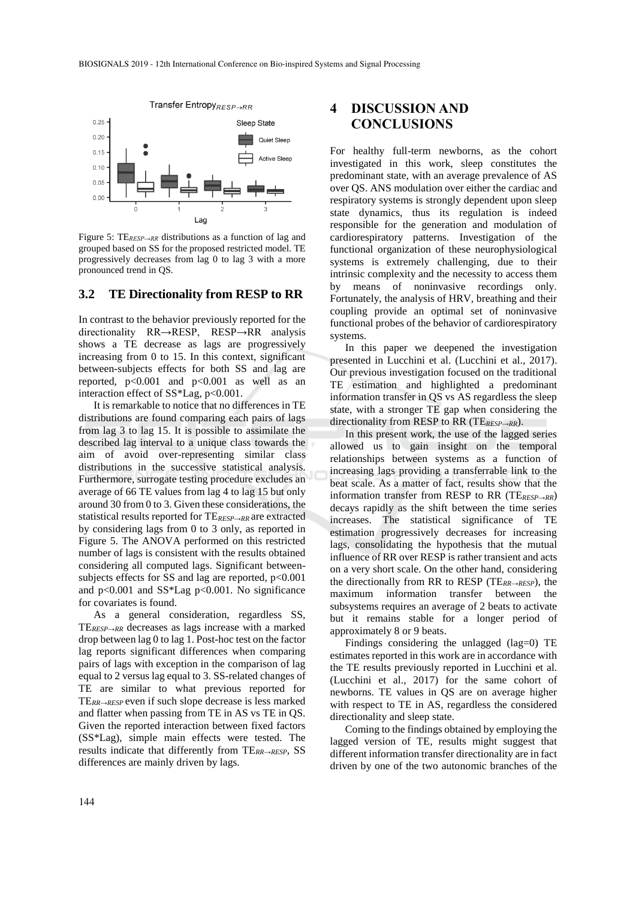Figure 5: $TE_{RESP \rightarrow RR}$ distributions as a function of lag and grouped based on SS for the proposed restricted model. TE progressively decreases from lag 0 to lag 3 with a more pronounced trend in QS.

### 3.2 TE Directionality from RESP to RR

In contrast to the behavior previously reported for the directionality RR→RESP, RESP→RR analysis shows a TE decrease as lags are progressively increasing from 0 to 15. In this context, significant between-subjects effects for both SS and lag are reported, $p<0.001$ and $p<0.001$ as well as an interaction effect of SS*Lag, $p<0.001$.

It is remarkable to notice that no differences in TE distributions are found comparing each pairs of lags from lag 3 to lag 15. It is possible to assimilate the described lag interval to a unique class towards the aim of avoid over-representing similar class distributions in the successive statistical analysis. Furthermore, surrogate testing procedure excludes an average of 66 TE values from lag 4 to lag 15 but only around 30 from 0 to 3. Given these considerations, the statistical results reported for $TE_{RESP \rightarrow RR}$ are extracted by considering lags from 0 to 3 only, as reported in Figure 5. The ANOVA performed on this restricted number of lags is consistent with the results obtained considering all computed lags. Significant between-subjects effects for SS and lag are reported, $p<0.001$ and $p<0.001$ and SS*Lag $p<0.001$. No significance for covariates is found.

As a general consideration, regardless SS, $TE_{RESP \rightarrow RR}$ decreases as lags increase with a marked drop between lag 0 to lag 1. Post-hoc test on the factor lag reports significant differences when comparing pairs of lags with exception in the comparison of lag equal to 2 versus lag equal to 3. SS-related changes of TE are similar to what previous reported for $TE_{RR \rightarrow RESP}$ even if such slope decrease is less marked and flatter when passing from TE in AS vs TE in QS. Given the reported interaction between fixed factors (SS*Lag), simple main effects were tested. The results indicate that differently from $TE_{RR \rightarrow RESP}$, SS differences are mainly driven by lags.

## 4 DISCUSSION AND CONCLUSIONS

For healthy full-term newborns, as the cohort investigated in this work, sleep constitutes the predominant state, with an average prevalence of AS over QS. ANS modulation over either the cardiac and respiratory systems is strongly dependent upon sleep state dynamics, thus its regulation is indeed responsible for the generation and modulation of cardiorespiratory patterns. Investigation of the functional organization of these neurophysiological systems is extremely challenging, due to their intrinsic complexity and the necessity to access them by means of noninvasive recordings only. Fortunately, the analysis of HRV, breathing and their coupling provide an optimal set of noninvasive functional probes of the behavior of cardiorespiratory systems.

In this paper we deepened the investigation presented in Lucchini et al. (Lucchini et al., 2017). Our previous investigation focused on the traditional TE estimation and highlighted a predominant information transfer in QS vs AS regardless the sleep state, with a stronger TE gap when considering the directionality from RESP to RR ($TE_{RESP \rightarrow RR}$).

In this present work, the use of the lagged series allowed us to gain insight on the temporal relationships between systems as a function of increasing lags providing a transferrable link to the beat scale. As a matter of fact, results show that the information transfer from RESP to RR ($TE_{RESP \rightarrow RR}$) decays rapidly as the shift between the time series increases. The statistical significance of TE estimation progressively decreases for increasing lags, consolidating the hypothesis that the mutual influence of RR over RESP is rather transient and acts on a very short scale. On the other hand, considering the directionally from RR to RESP ($TE_{RR \rightarrow RESP}$), the maximum information transfer between the subsystems requires an average of 2 beats to activate but it remains stable for a longer period of approximately 8 or 9 beats.

Findings considering the unlagged (lag=0) TE estimates reported in this work are in accordance with the TE results previously reported in Lucchini et al. (Lucchini et al., 2017) for the same cohort of newborns. TE values in QS are on average higher with respect to TE in AS, regardless the considered directionality and sleep state.

Coming to the findings obtained by employing the lagged version of TE, results might suggest that different information transfer directionality are in fact driven by one of the two autonomic branches of the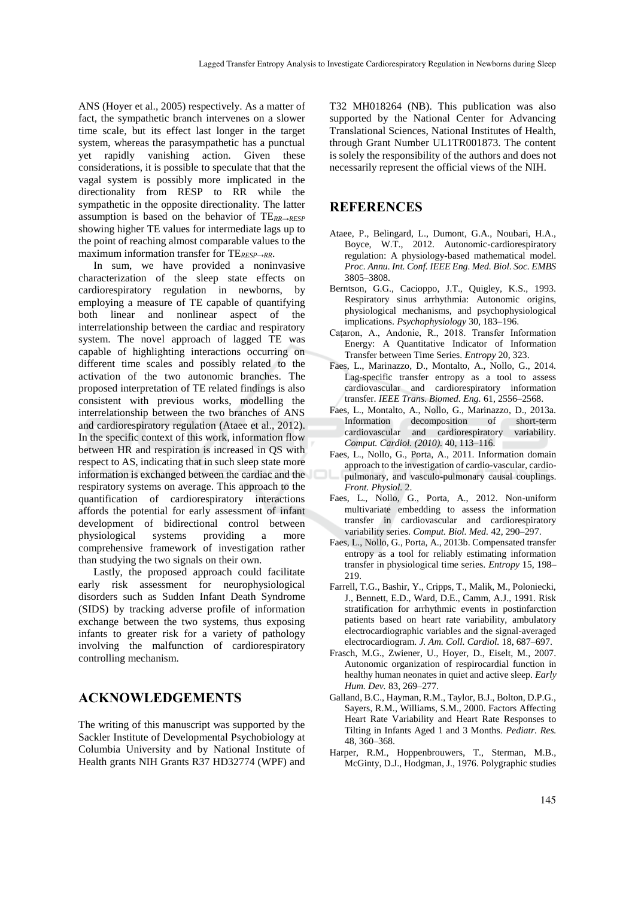ANS (Hoyer et al., 2005) respectively. As a matter of fact, the sympathetic branch intervenes on a slower time scale, but its effect last longer in the target system, whereas the parasympathetic has a punctual yet rapidly vanishing action. Given these considerations, it is possible to speculate that that the vagal system is possibly more implicated in the directionality from RESP to RR while the sympathetic in the opposite directionality. The latter assumption is based on the behavior of $TE_{RR \rightarrow RESP}$ showing higher TE values for intermediate lags up to the point of reaching almost comparable values to the maximum information transfer for $TE_{RESP \rightarrow RR}$.

In sum, we have provided a noninvasive characterization of the sleep state effects on cardiorespiratory regulation in newborns, by employing a measure of TE capable of quantifying both linear and nonlinear aspect of the interrelationship between the cardiac and respiratory system. The novel approach of lagged TE was capable of highlighting interactions occurring on different time scales and possibly related to the activation of the two autonomic branches. The proposed interpretation of TE related findings is also consistent with previous works, modelling the interrelationship between the two branches of ANS and cardiorespiratory regulation (Ataee et al., 2012). In the specific context of this work, information flow between HR and respiration is increased in QS with respect to AS, indicating that in such sleep state more information is exchanged between the cardiac and the respiratory systems on average. This approach to the quantification of cardiorespiratory interactions affords the potential for early assessment of infant development of bidirectional control between physiological systems providing a more comprehensive framework of investigation rather than studying the two signals on their own.

Lastly, the proposed approach could facilitate early risk assessment for neurophysiological disorders such as Sudden Infant Death Syndrome (SIDS) by tracking adverse profile of information exchange between the two systems, thus exposing infants to greater risk for a variety of pathology involving the malfunction of cardiorespiratory controlling mechanism.

## ACKNOWLEDGEMENTS

The writing of this manuscript was supported by the Sackler Institute of Developmental Psychobiology at Columbia University and by National Institute of Health grants NIH Grants R37 HD32774 (WPF) and T32 MH018264 (NB). This publication was also supported by the National Center for Advancing Translational Sciences, National Institutes of Health, through Grant Number UL1TR001873. The content is solely the responsibility of the authors and does not necessarily represent the official views of the NIH.

## REFERENCES

Ataee, P., Belingard, L., Dumont, G.A., Noubari, H.A., Boyce, W.T., 2012. Autonomic-cardiorespiratory regulation: A physiology-based mathematical model. *Proc. Annu. Int. Conf. IEEE Eng. Med. Biol. Soc. EMBS* 3805–3808.

Berntson, G.G., Cacioppo, J.T., Quigley, K.S., 1993. Respiratory sinus arrhythmia: Autonomic origins, physiological mechanisms, and psychophysiological implications. *Psychophysiology* 30, 183–196.

Caţaron, A., Andonie, R., 2018. Transfer Information Energy: A Quantitative Indicator of Information Transfer between Time Series. *Entropy* 20, 323.

Faes, L., Marinazzo, D., Montalto, A., Nollo, G., 2014. Lag-specific transfer entropy as a tool to assess cardiovascular and cardiorespiratory information transfer. *IEEE Trans. Biomed. Eng.* 61, 2556–2568.

Faes, L., Montalto, A., Nollo, G., Marinazzo, D., 2013a. Information decomposition of short-term cardiovascular and cardiorespiratory variability. *Comput. Cardiol. (2010).* 40, 113–116.

Faes, L., Nollo, G., Porta, A., 2011. Information domain approach to the investigation of cardio-vascular, cardio-pulmonary, and vasculo-pulmonary causal couplings. *Front. Physiol.* 2.

Faes, L., Nollo, G., Porta, A., 2012. Non-uniform multivariate embedding to assess the information transfer in cardiovascular and cardiorespiratory variability series. *Comput. Biol. Med.* 42, 290–297.

Faes, L., Nollo, G., Porta, A., 2013b. Compensated transfer entropy as a tool for reliably estimating information transfer in physiological time series. *Entropy* 15, 198–219.

Farrell, T.G., Bashir, Y., Cripps, T., Malik, M., Poloniecki, J., Bennett, E.D., Ward, D.E., Camm, A.J., 1991. Risk stratification for arrhythmic events in postinfarction patients based on heart rate variability, ambulatory electrocardiographic variables and the signal-averaged electrocardiogram. *J. Am. Coll. Cardiol.* 18, 687–697.

Frasch, M.G., Zwiener, U., Hoyer, D., Eiselt, M., 2007. Autonomic organization of respirocardial function in healthy human neonates in quiet and active sleep. *Early Hum. Dev.* 83, 269–277.

Galland, B.C., Hayman, R.M., Taylor, B.J., Bolton, D.P.G., Sayers, R.M., Williams, S.M., 2000. Factors Affecting Heart Rate Variability and Heart Rate Responses to Tilting in Infants Aged 1 and 3 Months. *Pediatr. Res.* 48, 360–368.

Harper, R.M., Hoppenbrouwers, T., Sterman, M.B., McGinty, D.J., Hodgman, J., 1976. Polygraphic studies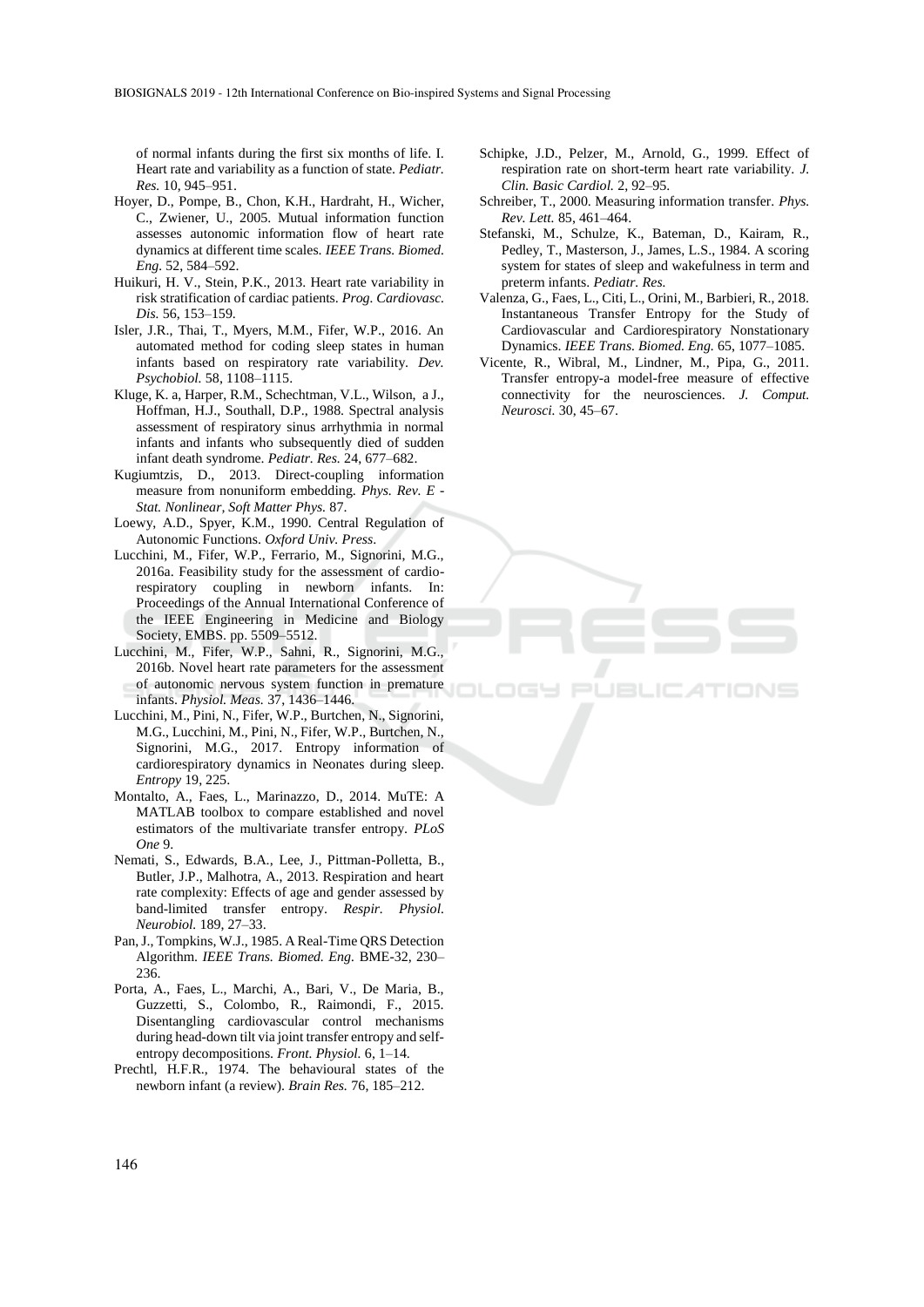of normal infants during the first six months of life. I. Heart rate and variability as a function of state. *Pediatr. Res.* 10, 945–951.

Hoyer, D., Pompe, B., Chon, K.H., Hardraht, H., Wicher, C., Zwiener, U., 2005. Mutual information function assesses autonomic information flow of heart rate dynamics at different time scales. *IEEE Trans. Biomed. Eng.* 52, 584–592.

Huikuri, H. V., Stein, P.K., 2013. Heart rate variability in risk stratification of cardiac patients. *Prog. Cardiovasc. Dis.* 56, 153–159.

Isler, J.R., Thai, T., Myers, M.M., Fifer, W.P., 2016. An automated method for coding sleep states in human infants based on respiratory rate variability. *Dev. Psychobiol.* 58, 1108–1115.

Kluge, K. a, Harper, R.M., Schechtman, V.L., Wilson, a J., Hoffman, H.J., Southall, D.P., 1988. Spectral analysis assessment of respiratory sinus arrhythmia in normal infants and infants who subsequently died of sudden infant death syndrome. *Pediatr. Res.* 24, 677–682.

Kugiumtzis, D., 2013. Direct-coupling information measure from nonuniform embedding. *Phys. Rev. E - Stat. Nonlinear, Soft Matter Phys.* 87.

Loewy, A.D., Spyer, K.M., 1990. Central Regulation of Autonomic Functions. *Oxford Univ. Press.*

Lucchini, M., Fifer, W.P., Ferrario, M., Signorini, M.G., 2016a. Feasibility study for the assessment of cardio-respiratory coupling in newborn infants. In: Proceedings of the Annual International Conference of the IEEE Engineering in Medicine and Biology Society, EMBS. pp. 5509–5512.

Lucchini, M., Fifer, W.P., Sahni, R., Signorini, M.G., 2016b. Novel heart rate parameters for the assessment of autonomic nervous system function in premature infants. *Physiol. Meas.* 37, 1436–1446.

Lucchini, M., Pini, N., Fifer, W.P., Burtchen, N., Signorini, M.G., Lucchini, M., Pini, N., Fifer, W.P., Burtchen, N., Signorini, M.G., 2017. Entropy information of cardiorespiratory dynamics in Neonates during sleep. *Entropy* 19, 225.

Montalto, A., Faes, L., Marinazzo, D., 2014. MuTE: A MATLAB toolbox to compare established and novel estimators of the multivariate transfer entropy. *PLoS One* 9.

Nemati, S., Edwards, B.A., Lee, J., Pittman-Polletta, B., Butler, J.P., Malhotra, A., 2013. Respiration and heart rate complexity: Effects of age and gender assessed by band-limited transfer entropy. *Respir. Physiol. Neurobiol.* 189, 27–33.

Pan, J., Tompkins, W.J., 1985. A Real-Time QRS Detection Algorithm. *IEEE Trans. Biomed. Eng.* BME-32, 230–236.

Porta, A., Faes, L., Marchi, A., Bari, V., De Maria, B., Guzzetti, S., Colombo, R., Raimondi, F., 2015. Disentangling cardiovascular control mechanisms during head-down tilt via joint transfer entropy and self-entropy decompositions. *Front. Physiol.* 6, 1–14.

Prechtl, H.F.R., 1974. The behavioural states of the newborn infant (a review). *Brain Res.* 76, 185–212.

Schipke, J.D., Pelzer, M., Arnold, G., 1999. Effect of respiration rate on short-term heart rate variability. *J. Clin. Basic Cardiol.* 2, 92–95.

Schreiber, T., 2000. Measuring information transfer. *Phys. Rev. Lett.* 85, 461–464.

Stefanski, M., Schulze, K., Bateman, D., Kairam, R., Pedley, T., Masterson, J., James, L.S., 1984. A scoring system for states of sleep and wakefulness in term and preterm infants. *Pediatr. Res.*

Valenza, G., Faes, L., Citi, L., Orini, M., Barbieri, R., 2018. Instantaneous Transfer Entropy for the Study of Cardiovascular and Cardiorespiratory Nonstationary Dynamics. *IEEE Trans. Biomed. Eng.* 65, 1077–1085.

Vicente, R., Wibral, M., Lindner, M., Pipa, G., 2011. Transfer entropy-a model-free measure of effective connectivity for the neurosciences. *J. Comput. Neurosci.* 30, 45–67.